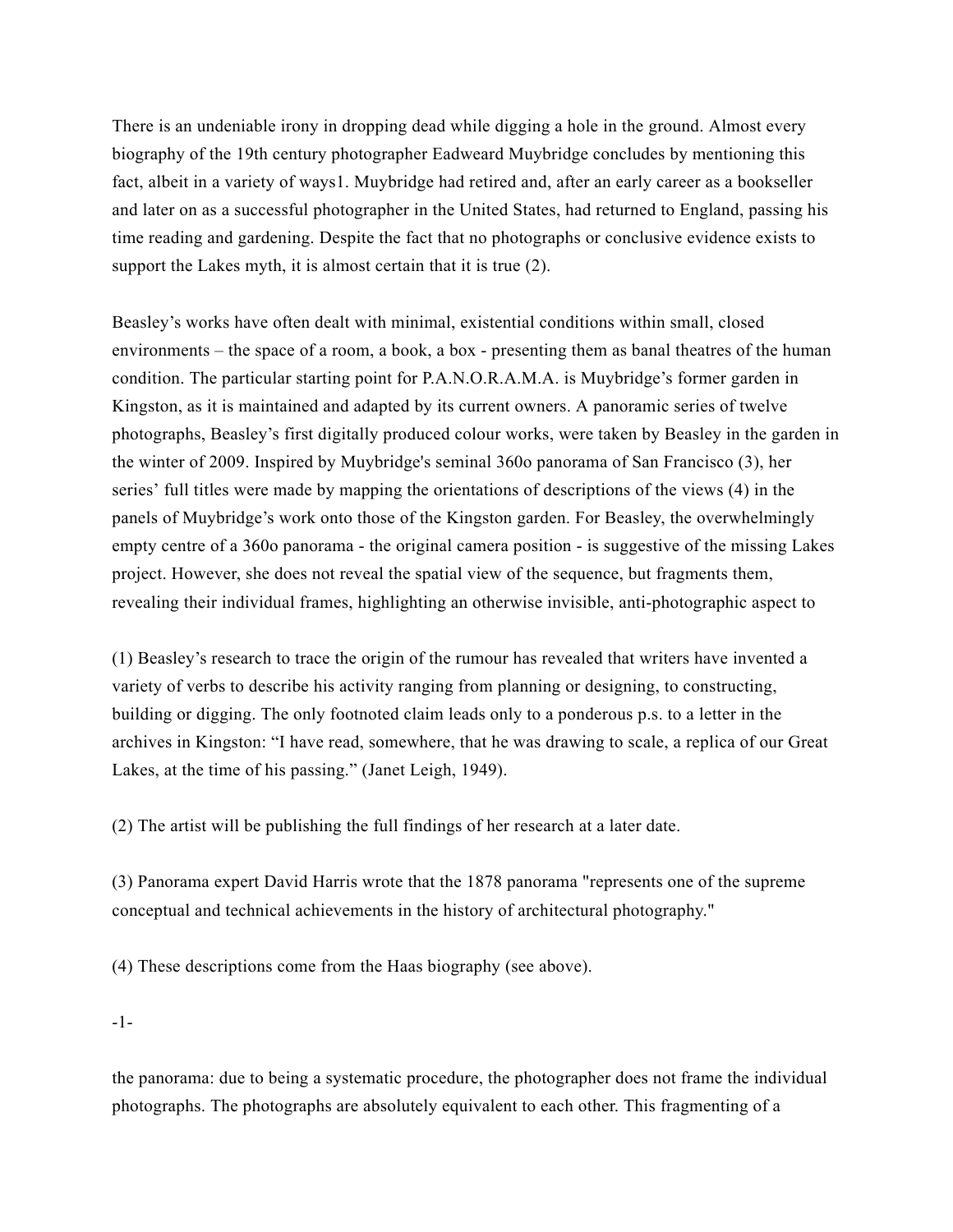There is an undeniable irony in dropping dead while digging a hole in the ground. Almost every biography of the 19th century photographer Eadweard Muybridge concludes by mentioning this fact, albeit in a variety of ways1. Muybridge had retired and, after an early career as a bookseller and later on as a successful photographer in the United States, had returned to England, passing his time reading and gardening. Despite the fact that no photographs or conclusive evidence exists to support the Lakes myth, it is almost certain that it is true (2).

Beasley's works have often dealt with minimal, existential conditions within small, closed environments – the space of a room, a book, a box - presenting them as banal theatres of the human condition. The particular starting point for P.A.N.O.R.A.M.A. is Muybridge's former garden in Kingston, as it is maintained and adapted by its current owners. A panoramic series of twelve photographs, Beasley's first digitally produced colour works, were taken by Beasley in the garden in the winter of 2009. Inspired by Muybridge's seminal 360o panorama of San Francisco (3), her series' full titles were made by mapping the orientations of descriptions of the views (4) in the panels of Muybridge's work onto those of the Kingston garden. For Beasley, the overwhelmingly empty centre of a 360o panorama - the original camera position - is suggestive of the missing Lakes project. However, she does not reveal the spatial view of the sequence, but fragments them, revealing their individual frames, highlighting an otherwise invisible, anti-photographic aspect to the panorama: due to being a systematic procedure, the photographer does not frame the individual photographs. The photographs are absolutely equivalent to each other. This fragmenting of a

(1) Beasley's research to trace the origin of the rumour has revealed that writers have invented a variety of verbs to describe his activity ranging from planning or designing, to constructing, building or digging. The only footnoted claim leads only to a ponderous p.s. to a letter in the archives in Kingston: "I have read, somewhere, that he was drawing to scale, a replica of our Great Lakes, at the time of his passing." (Janet Leigh, 1949).

(2) The artist will be publishing the full findings of her research at a later date.

(3) Panorama expert David Harris wrote that the 1878 panorama "represents one of the supreme conceptual and technical achievements in the history of architectural photography."

(4) These descriptions come from the Haas biography (see above).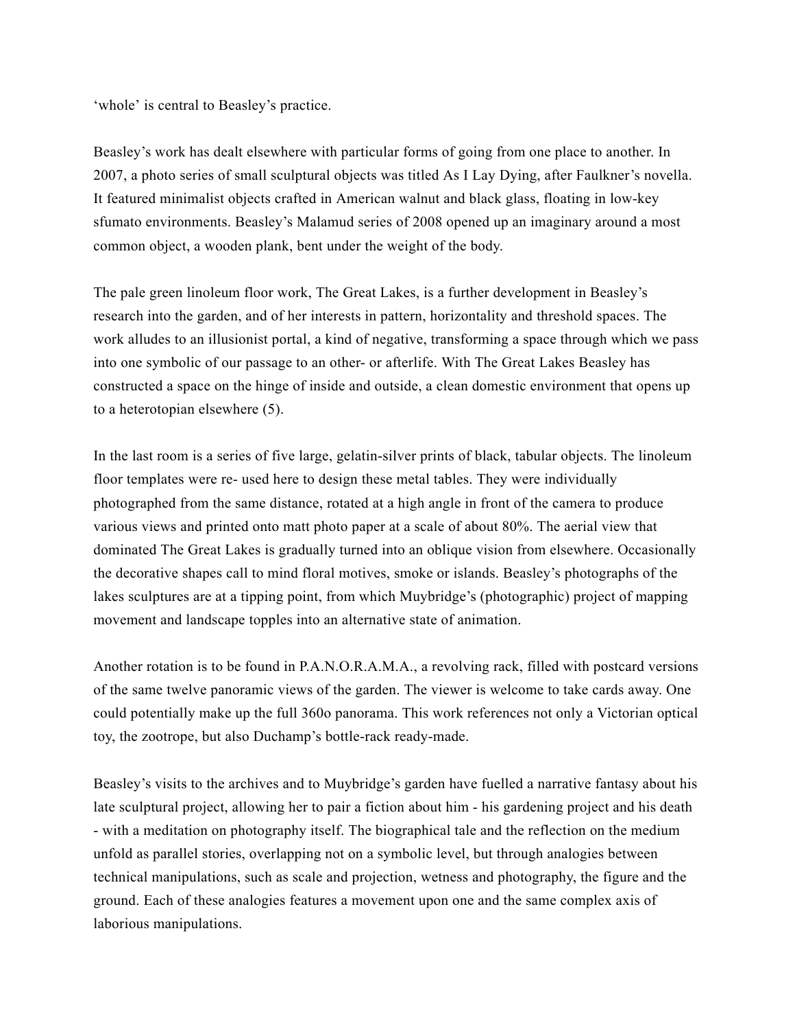‘whole’ is central to Beasley’s practice.

Beasley’s work has dealt elsewhere with particular forms of going from one place to another. In 2007, a photo series of small sculptural objects was titled As I Lay Dying, after Faulkner’s novella. It featured minimalist objects crafted in American walnut and black glass, floating in low-key sfumato environments. Beasley’s Malamud series of 2008 opened up an imaginary around a most common object, a wooden plank, bent under the weight of the body.

The pale green linoleum floor work, The Great Lakes, is a further development in Beasley’s research into the garden, and of her interests in pattern, horizontality and threshold spaces. The work alludes to an illusionist portal, a kind of negative, transforming a space through which we pass into one symbolic of our passage to an other- or afterlife. With The Great Lakes Beasley has constructed a space on the hinge of inside and outside, a clean domestic environment that opens up to a heterotopian elsewhere (5).

In the last room is a series of five large, gelatin-silver prints of black, tabular objects. The linoleum floor templates were re- used here to design these metal tables. They were individually photographed from the same distance, rotated at a high angle in front of the camera to produce various views and printed onto matt photo paper at a scale of about 80%. The aerial view that dominated The Great Lakes is gradually turned into an oblique vision from elsewhere. Occasionally the decorative shapes call to mind floral motives, smoke or islands. Beasley’s photographs of the lakes sculptures are at a tipping point, from which Muybridge’s (photographic) project of mapping movement and landscape topples into an alternative state of animation.

Another rotation is to be found in P.A.N.O.R.A.M.A., a revolving rack, filled with postcard versions of the same twelve panoramic views of the garden. The viewer is welcome to take cards away. One could potentially make up the full 360o panorama. This work references not only a Victorian optical toy, the zootrope, but also Duchamp’s bottle-rack ready-made.

Beasley’s visits to the archives and to Muybridge’s garden have fuelled a narrative fantasy about his late sculptural project, allowing her to pair a fiction about him - his gardening project and his death - with a meditation on photography itself. The biographical tale and the reflection on the medium unfold as parallel stories, overlapping not on a symbolic level, but through analogies between technical manipulations, such as scale and projection, wetness and photography, the figure and the ground. Each of these analogies features a movement upon one and the same complex axis of laborious manipulations.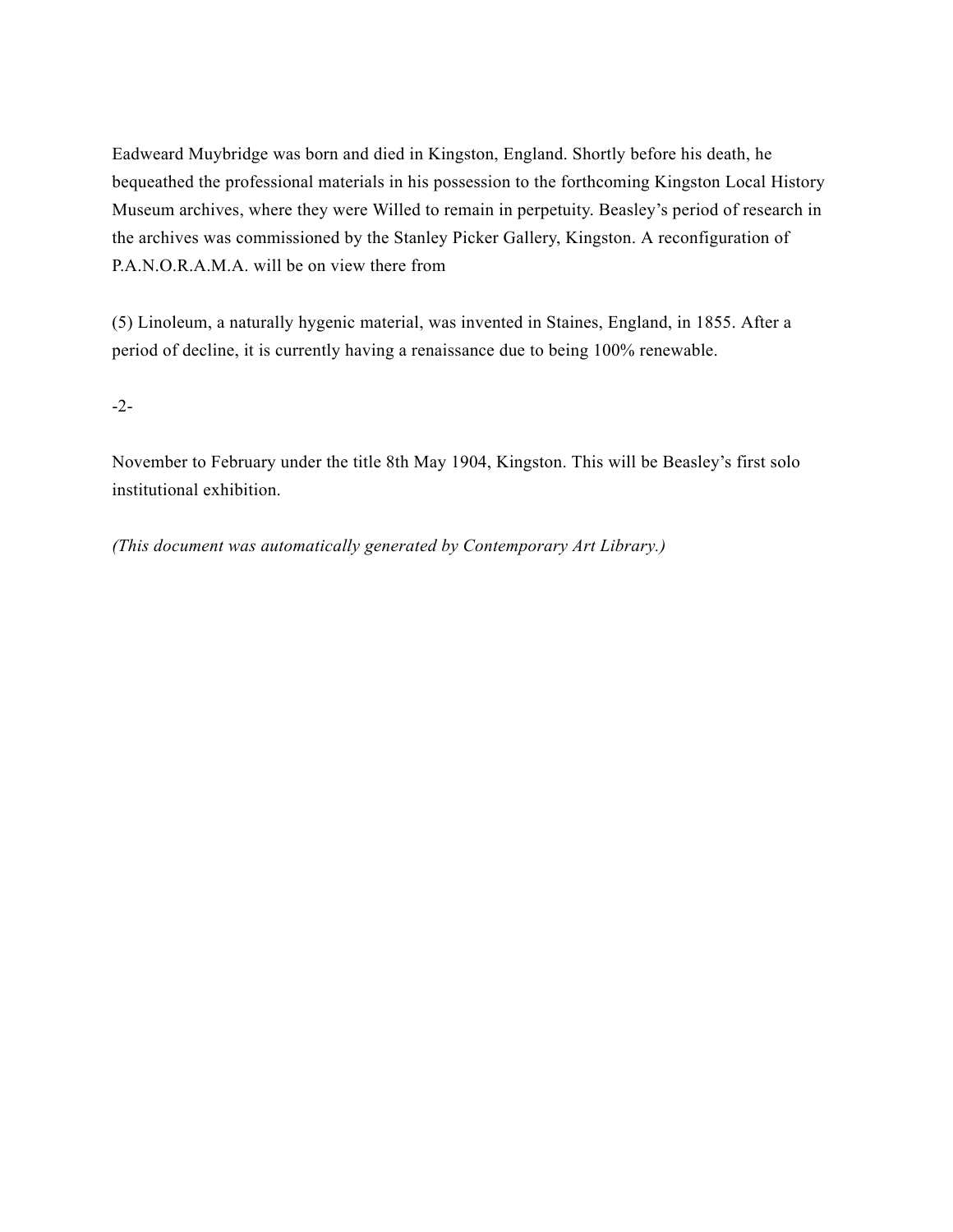Eadweard Muybridge was born and died in Kingston, England. Shortly before his death, he bequeathed the professional materials in his possession to the forthcoming Kingston Local History Museum archives, where they were Willed to remain in perpetuity. Beasley's period of research in the archives was commissioned by the Stanley Picker Gallery, Kingston. A reconfiguration of P.A.N.O.R.A.M.A. will be on view there from

(5) Linoleum, a naturally hygenic material, was invented in Staines, England, in 1855. After a period of decline, it is currently having a renaissance due to being 100% renewable.

November to February under the title 8th May 1904, Kingston. This will be Beasley's first solo institutional exhibition.

*(This document was automatically generated by Contemporary Art Library.)*